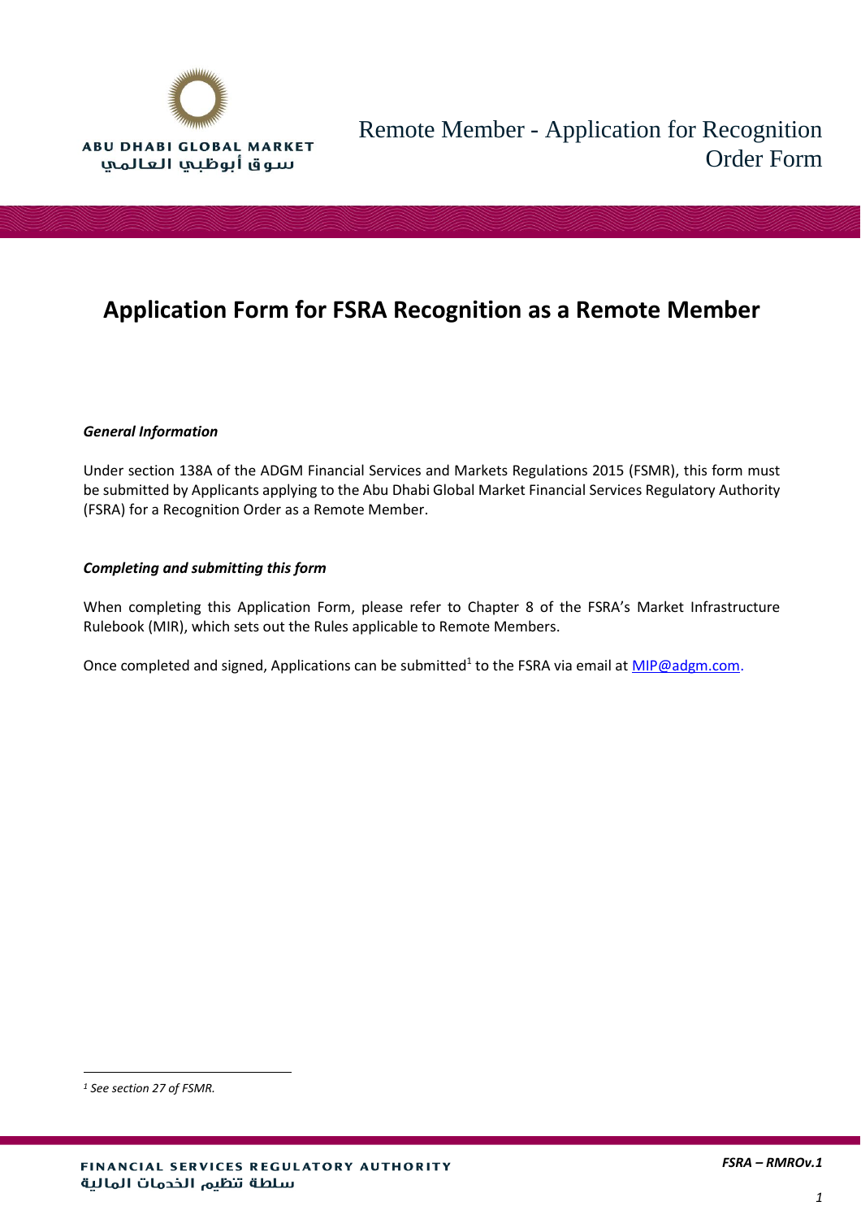# Remote Member - Application for Recognition Order Form

## Application Form for FSRA Recognition as a Remote Member

***General Information***

Under section 138A of the ADGM Financial Services and Markets Regulations 2015 (FSMR), this form must be submitted by Applicants applying to the Abu Dhabi Global Market Financial Services Regulatory Authority (FSRA) for a Recognition Order as a Remote Member.

***Completing and submitting this form***

When completing this Application Form, please refer to Chapter 8 of the FSRA's Market Infrastructure Rulebook (MIR), which sets out the Rules applicable to Remote Members.

Once completed and signed, Applications can be submitted[1] to the FSRA via email at MIP@adgm.com.

---

[1] *See section 27 of FSMR.*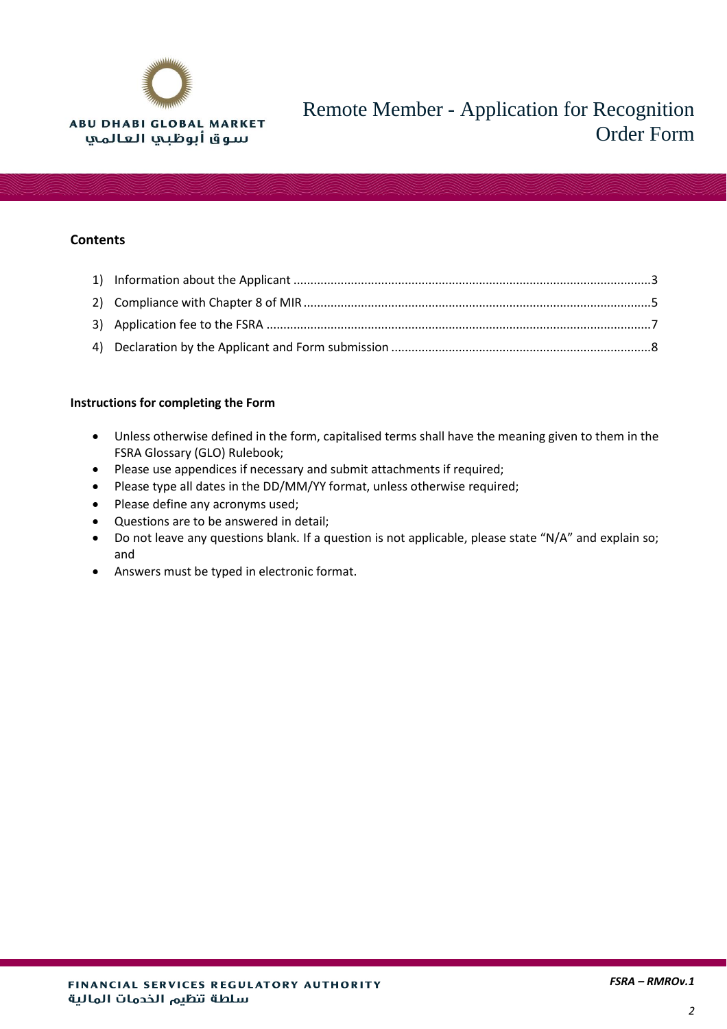## Contents

1) Information about the Applicant ........................................................................................................3
2) Compliance with Chapter 8 of MIR ......................................................................................................5
3) Application fee to the FSRA ................................................................................................................7
4) Declaration by the Applicant and Form submission ............................................................................8

**Instructions for completing the Form**

- Unless otherwise defined in the form, capitalised terms shall have the meaning given to them in the FSRA Glossary (GLO) Rulebook;
- Please use appendices if necessary and submit attachments if required;
- Please type all dates in the DD/MM/YY format, unless otherwise required;
- Please define any acronyms used;
- Questions are to be answered in detail;
- Do not leave any questions blank. If a question is not applicable, please state "N/A" and explain so; and
- Answers must be typed in electronic format.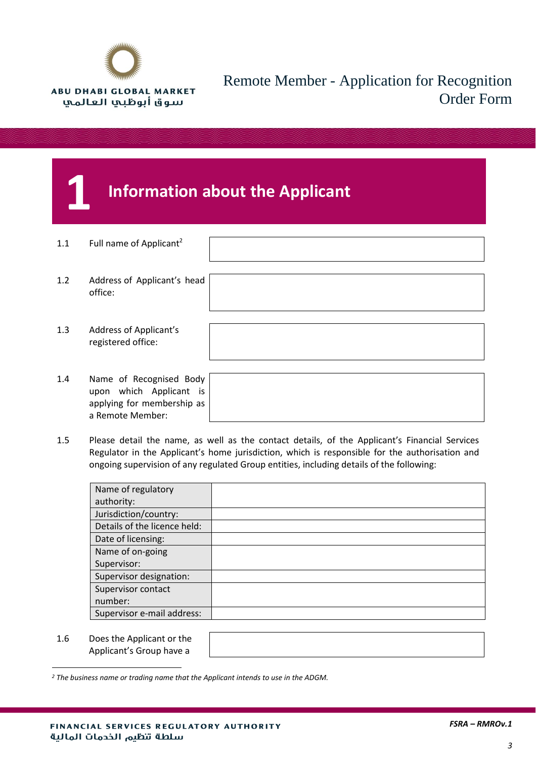# Remote Member - Application for Recognition Order Form

## 1 Information about the Applicant

1.1 Full name of Applicant[2]

1.2 Address of Applicant's head office:

1.3 Address of Applicant's registered office:

1.4 Name of Recognised Body upon which Applicant is applying for membership as a Remote Member:

1.5 Please detail the name, as well as the contact details, of the Applicant's Financial Services Regulator in the Applicant's home jurisdiction, which is responsible for the authorisation and ongoing supervision of any regulated Group entities, including details of the following:

| | |
|---|---|
| Name of regulatory authority: | |
| Jurisdiction/country: | |
| Details of the licence held: | |
| Date of licensing: | |
| Name of on-going Supervisor: | |
| Supervisor designation: | |
| Supervisor contact number: | |
| Supervisor e-mail address: | |

1.6 Does the Applicant or the Applicant's Group have a

---

[2] *The business name or trading name that the Applicant intends to use in the ADGM.*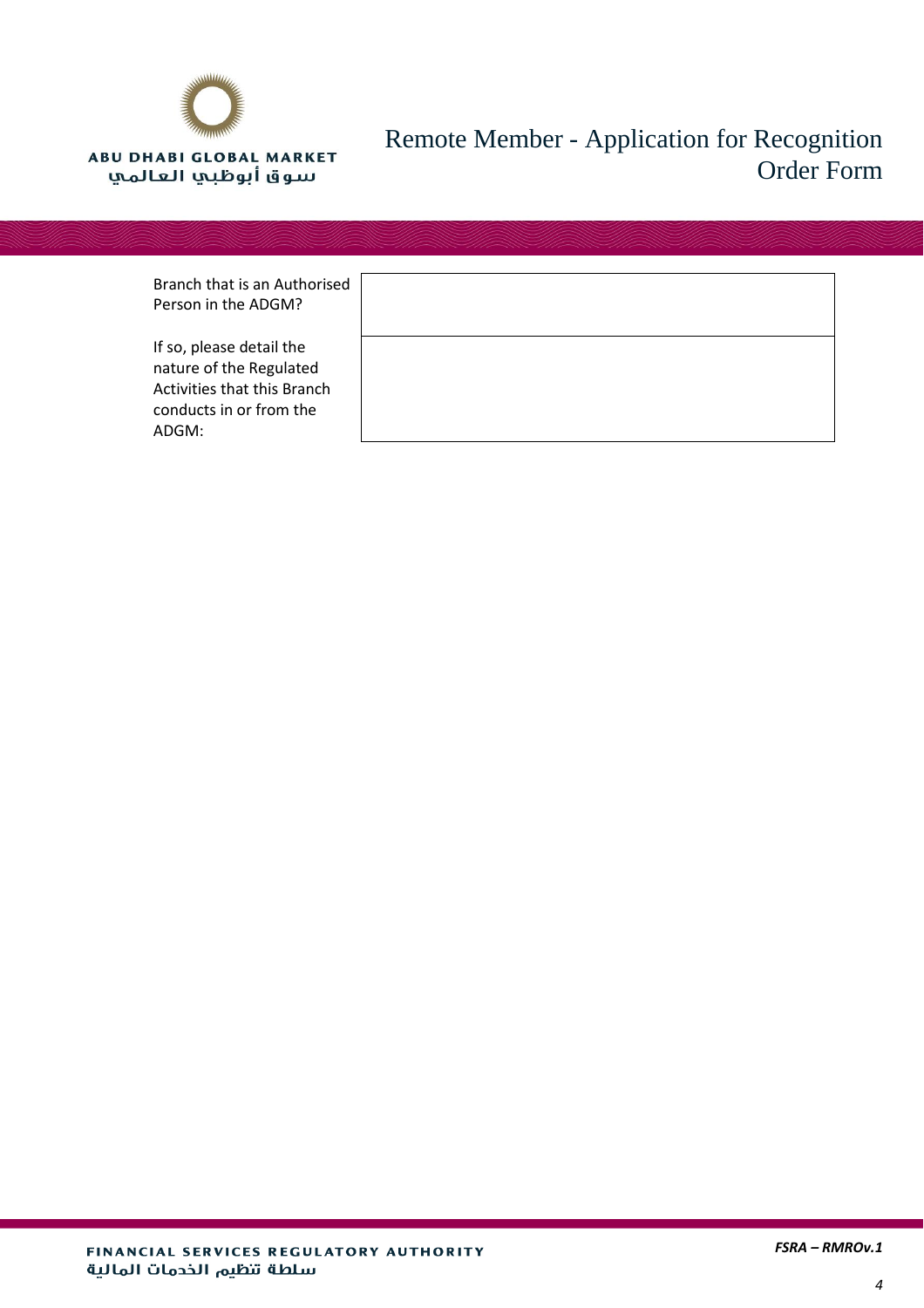| | |
|---|---|
| Branch that is an Authorised Person in the ADGM? | |
| If so, please detail the nature of the Regulated Activities that this Branch conducts in or from the ADGM: | |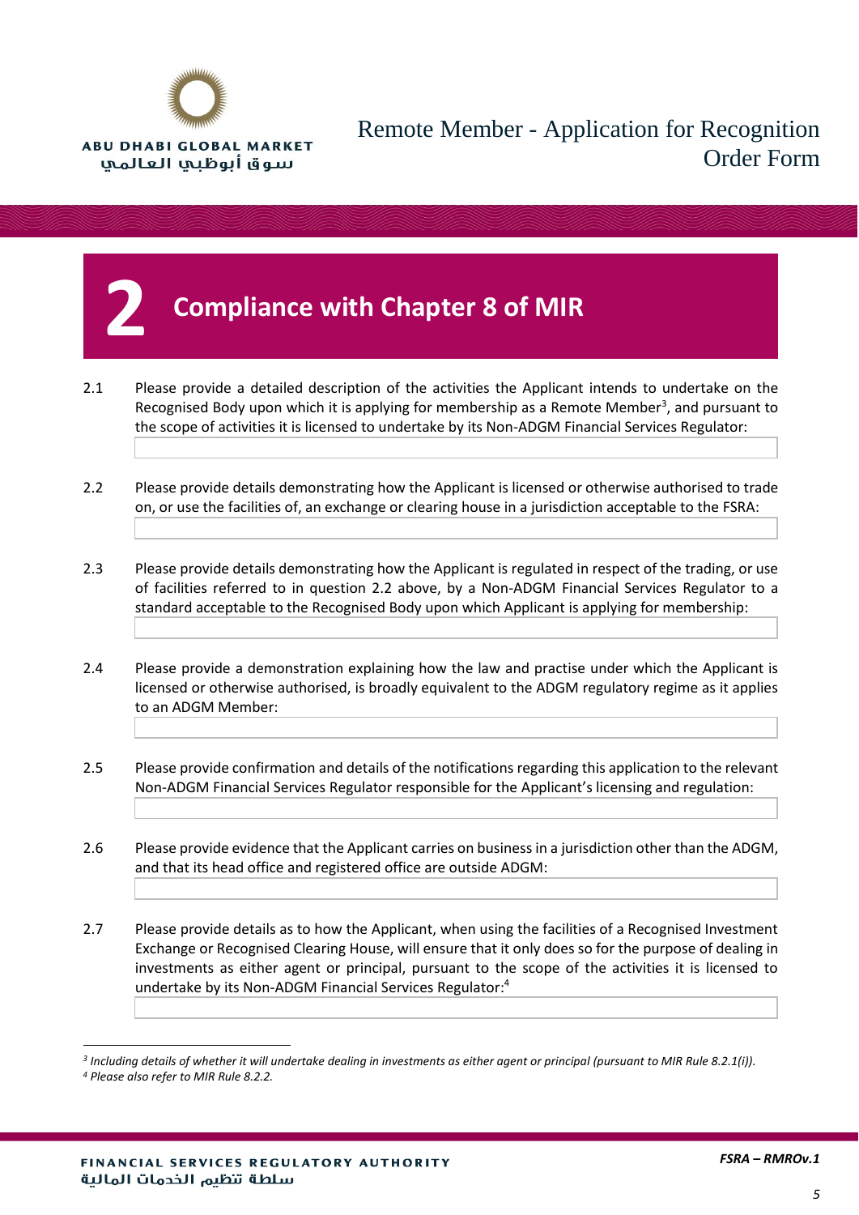## 2 Compliance with Chapter 8 of MIR

2.1 Please provide a detailed description of the activities the Applicant intends to undertake on the Recognised Body upon which it is applying for membership as a Remote Member[3], and pursuant to the scope of activities it is licensed to undertake by its Non-ADGM Financial Services Regulator:

2.2 Please provide details demonstrating how the Applicant is licensed or otherwise authorised to trade on, or use the facilities of, an exchange or clearing house in a jurisdiction acceptable to the FSRA:

2.3 Please provide details demonstrating how the Applicant is regulated in respect of the trading, or use of facilities referred to in question 2.2 above, by a Non-ADGM Financial Services Regulator to a standard acceptable to the Recognised Body upon which Applicant is applying for membership:

2.4 Please provide a demonstration explaining how the law and practise under which the Applicant is licensed or otherwise authorised, is broadly equivalent to the ADGM regulatory regime as it applies to an ADGM Member:

2.5 Please provide confirmation and details of the notifications regarding this application to the relevant Non-ADGM Financial Services Regulator responsible for the Applicant's licensing and regulation:

2.6 Please provide evidence that the Applicant carries on business in a jurisdiction other than the ADGM, and that its head office and registered office are outside ADGM:

2.7 Please provide details as to how the Applicant, when using the facilities of a Recognised Investment Exchange or Recognised Clearing House, will ensure that it only does so for the purpose of dealing in investments as either agent or principal, pursuant to the scope of the activities it is licensed to undertake by its Non-ADGM Financial Services Regulator:[4]

---

*[3] Including details of whether it will undertake dealing in investments as either agent or principal (pursuant to MIR Rule 8.2.1(i)).*

*[4] Please also refer to MIR Rule 8.2.2.*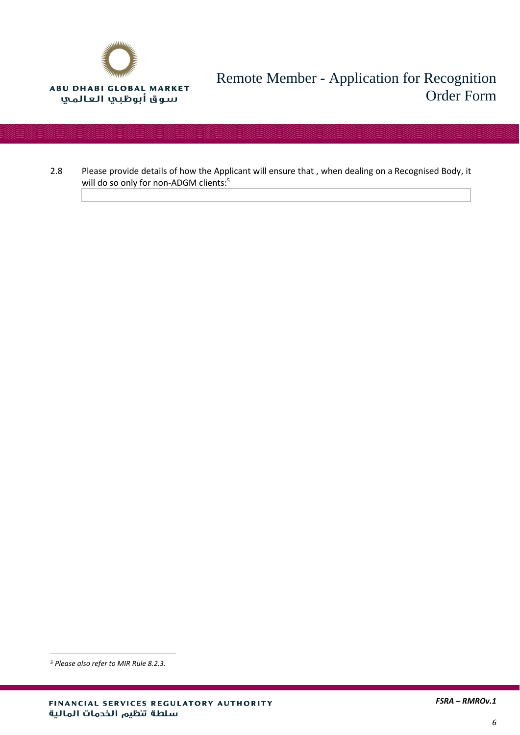2.8 Please provide details of how the Applicant will ensure that , when dealing on a Recognised Body, it will do so only for non-ADGM clients:[5]

| |
|---|
| |

[5] Please also refer to MIR Rule 8.2.3.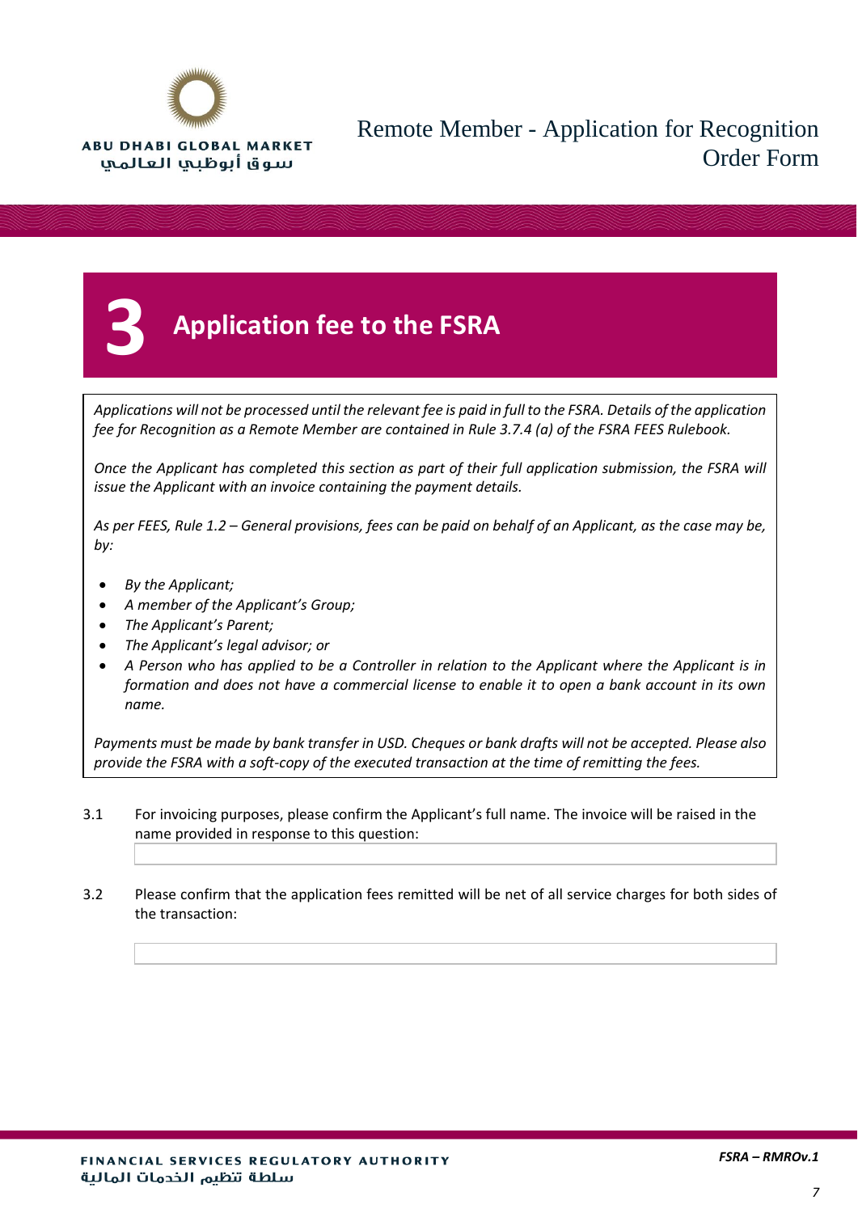# 3 Application fee to the FSRA

*Applications will not be processed until the relevant fee is paid in full to the FSRA. Details of the application fee for Recognition as a Remote Member are contained in Rule 3.7.4 (a) of the FSRA FEES Rulebook.*

*Once the Applicant has completed this section as part of their full application submission, the FSRA will issue the Applicant with an invoice containing the payment details.*

*As per FEES, Rule 1.2 – General provisions, fees can be paid on behalf of an Applicant, as the case may be, by:*

- *By the Applicant;*
- *A member of the Applicant's Group;*
- *The Applicant's Parent;*
- *The Applicant's legal advisor; or*
- *A Person who has applied to be a Controller in relation to the Applicant where the Applicant is in formation and does not have a commercial license to enable it to open a bank account in its own name.*

*Payments must be made by bank transfer in USD. Cheques or bank drafts will not be accepted. Please also provide the FSRA with a soft-copy of the executed transaction at the time of remitting the fees.*

3.1 For invoicing purposes, please confirm the Applicant's full name. The invoice will be raised in the name provided in response to this question:

3.2 Please confirm that the application fees remitted will be net of all service charges for both sides of the transaction: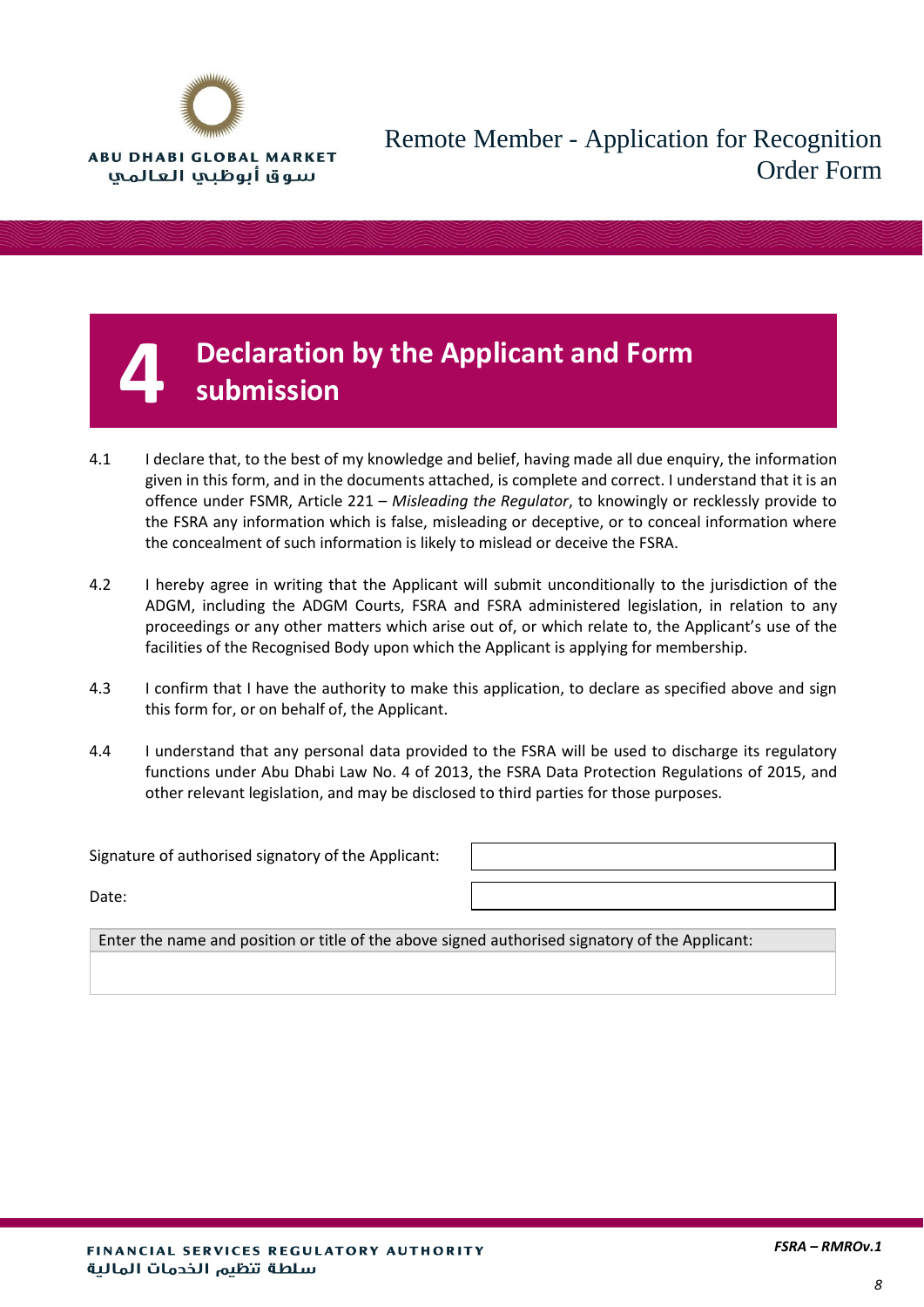# 4 Declaration by the Applicant and Form submission

4.1 I declare that, to the best of my knowledge and belief, having made all due enquiry, the information given in this form, and in the documents attached, is complete and correct. I understand that it is an offence under FSMR, Article 221 – *Misleading the Regulator*, to knowingly or recklessly provide to the FSRA any information which is false, misleading or deceptive, or to conceal information where the concealment of such information is likely to mislead or deceive the FSRA.

4.2 I hereby agree in writing that the Applicant will submit unconditionally to the jurisdiction of the ADGM, including the ADGM Courts, FSRA and FSRA administered legislation, in relation to any proceedings or any other matters which arise out of, or which relate to, the Applicant's use of the facilities of the Recognised Body upon which the Applicant is applying for membership.

4.3 I confirm that I have the authority to make this application, to declare as specified above and sign this form for, or on behalf of, the Applicant.

4.4 I understand that any personal data provided to the FSRA will be used to discharge its regulatory functions under Abu Dhabi Law No. 4 of 2013, the FSRA Data Protection Regulations of 2015, and other relevant legislation, and may be disclosed to third parties for those purposes.

| | |
|---|---|
| Signature of authorised signatory of the Applicant: | |
| Date: | |

| Enter the name and position or title of the above signed authorised signatory of the Applicant: |
|---|
| |